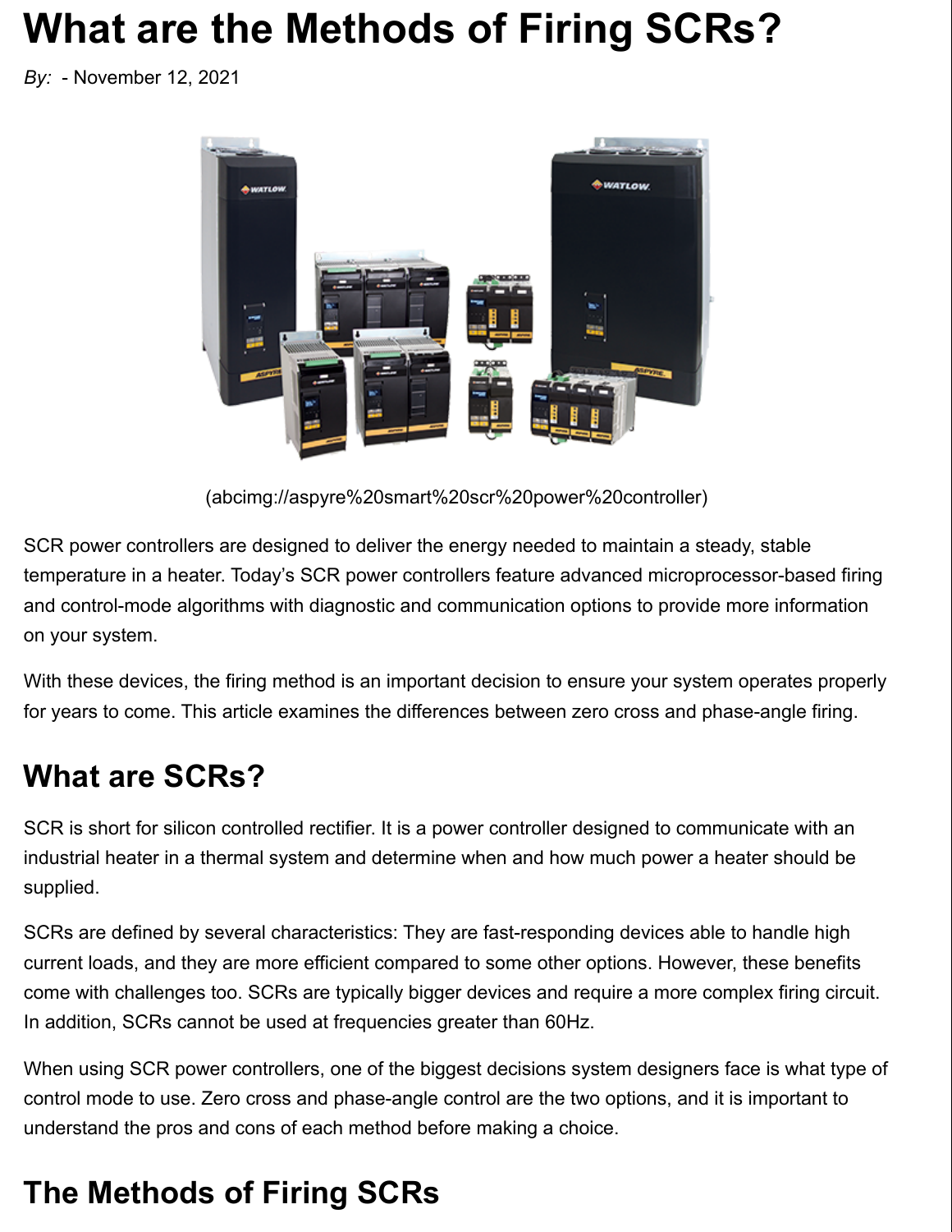# What are the Methods of Firing SCRs?

*By:* - November 12, 2021

(abcimg://aspyre%20smart%20scr%20power%20controller)

SCR power controllers are designed to deliver the energy needed to maintain a steady, stable temperature in a heater. Today's SCR power controllers feature advanced microprocessor-based firing and control-mode algorithms with diagnostic and communication options to provide more information on your system.

With these devices, the firing method is an important decision to ensure your system operates properly for years to come. This article examines the differences between zero cross and phase-angle firing.

## What are SCRs?

SCR is short for silicon controlled rectifier. It is a power controller designed to communicate with an industrial heater in a thermal system and determine when and how much power a heater should be supplied.

SCRs are defined by several characteristics: They are fast-responding devices able to handle high current loads, and they are more efficient compared to some other options. However, these benefits come with challenges too. SCRs are typically bigger devices and require a more complex firing circuit. In addition, SCRs cannot be used at frequencies greater than 60Hz.

When using SCR power controllers, one of the biggest decisions system designers face is what type of control mode to use. Zero cross and phase-angle control are the two options, and it is important to understand the pros and cons of each method before making a choice.

## The Methods of Firing SCRs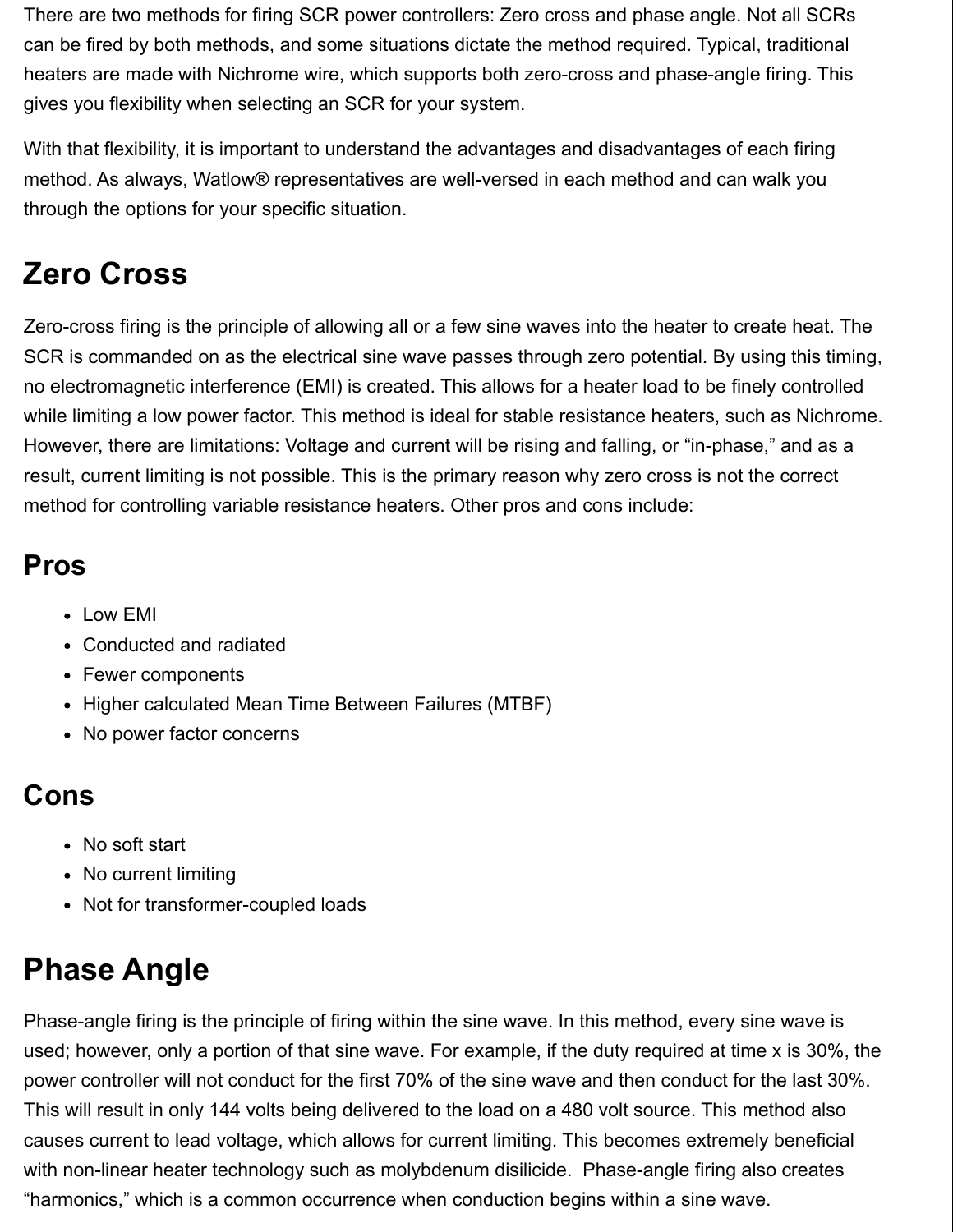There are two methods for firing SCR power controllers: Zero cross and phase angle. Not all SCRs can be fired by both methods, and some situations dictate the method required. Typical, traditional heaters are made with Nichrome wire, which supports both zero-cross and phase-angle firing. This gives you flexibility when selecting an SCR for your system.

With that flexibility, it is important to understand the advantages and disadvantages of each firing method. As always, Watlow® representatives are well-versed in each method and can walk you through the options for your specific situation.

## Zero Cross

Zero-cross firing is the principle of allowing all or a few sine waves into the heater to create heat. The SCR is commanded on as the electrical sine wave passes through zero potential. By using this timing, no electromagnetic interference (EMI) is created. This allows for a heater load to be finely controlled while limiting a low power factor. This method is ideal for stable resistance heaters, such as Nichrome. However, there are limitations: Voltage and current will be rising and falling, or "in-phase," and as a result, current limiting is not possible. This is the primary reason why zero cross is not the correct method for controlling variable resistance heaters. Other pros and cons include:

### Pros

- Low EMI
- Conducted and radiated
- Fewer components
- Higher calculated Mean Time Between Failures (MTBF)
- No power factor concerns

### Cons

- No soft start
- No current limiting
- Not for transformer-coupled loads

## Phase Angle

Phase-angle firing is the principle of firing within the sine wave. In this method, every sine wave is used; however, only a portion of that sine wave. For example, if the duty required at time x is 30%, the power controller will not conduct for the first 70% of the sine wave and then conduct for the last 30%. This will result in only 144 volts being delivered to the load on a 480 volt source. This method also causes current to lead voltage, which allows for current limiting. This becomes extremely beneficial with non-linear heater technology such as molybdenum disilicide. Phase-angle firing also creates "harmonics," which is a common occurrence when conduction begins within a sine wave.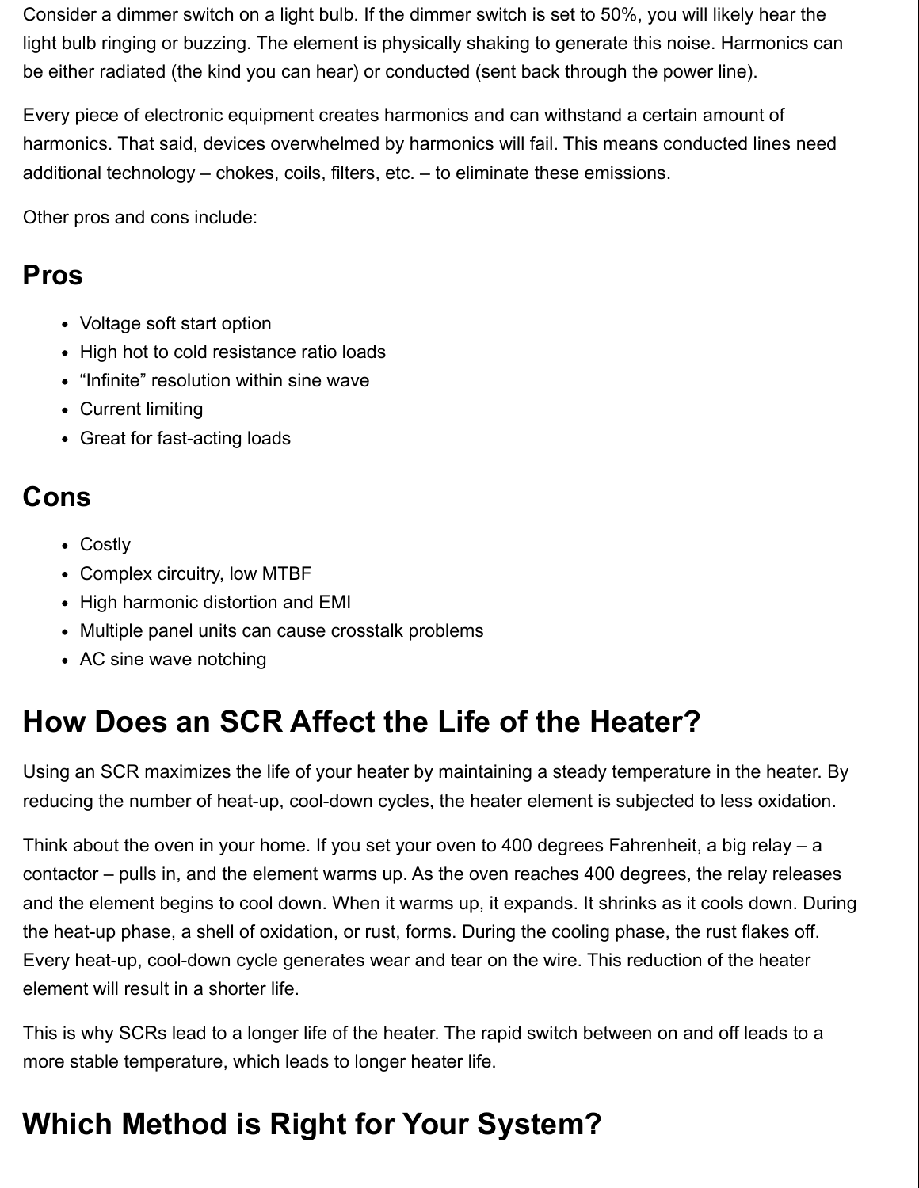Consider a dimmer switch on a light bulb. If the dimmer switch is set to 50%, you will likely hear the light bulb ringing or buzzing. The element is physically shaking to generate this noise. Harmonics can be either radiated (the kind you can hear) or conducted (sent back through the power line).

Every piece of electronic equipment creates harmonics and can withstand a certain amount of harmonics. That said, devices overwhelmed by harmonics will fail. This means conducted lines need additional technology – chokes, coils, filters, etc. – to eliminate these emissions.

Other pros and cons include:

## Pros

- Voltage soft start option
- High hot to cold resistance ratio loads
- "Infinite" resolution within sine wave
- Current limiting
- Great for fast-acting loads

## Cons

- Costly
- Complex circuitry, low MTBF
- High harmonic distortion and EMI
- Multiple panel units can cause crosstalk problems
- AC sine wave notching

# How Does an SCR Affect the Life of the Heater?

Using an SCR maximizes the life of your heater by maintaining a steady temperature in the heater. By reducing the number of heat-up, cool-down cycles, the heater element is subjected to less oxidation.

Think about the oven in your home. If you set your oven to 400 degrees Fahrenheit, a big relay – a contactor – pulls in, and the element warms up. As the oven reaches 400 degrees, the relay releases and the element begins to cool down. When it warms up, it expands. It shrinks as it cools down. During the heat-up phase, a shell of oxidation, or rust, forms. During the cooling phase, the rust flakes off. Every heat-up, cool-down cycle generates wear and tear on the wire. This reduction of the heater element will result in a shorter life.

This is why SCRs lead to a longer life of the heater. The rapid switch between on and off leads to a more stable temperature, which leads to longer heater life.

# Which Method is Right for Your System?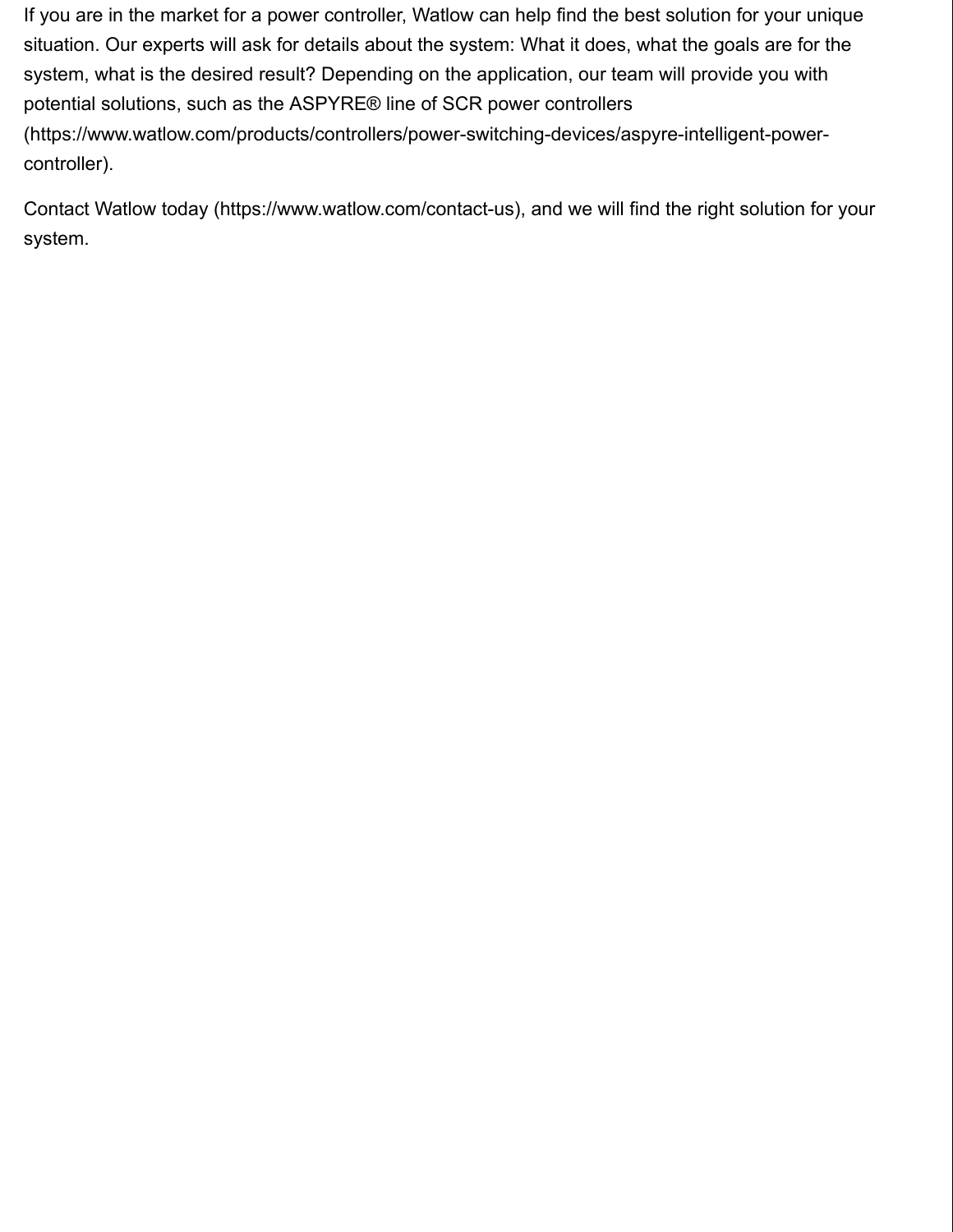If you are in the market for a power controller, Watlow can help find the best solution for your unique situation. Our experts will ask for details about the system: What it does, what the goals are for the system, what is the desired result? Depending on the application, our team will provide you with potential solutions, such as the ASPYRE® line of SCR power controllers (https://www.watlow.com/products/controllers/power-switching-devices/aspyre-intelligent-power-controller).

Contact Watlow today (https://www.watlow.com/contact-us), and we will find the right solution for your system.